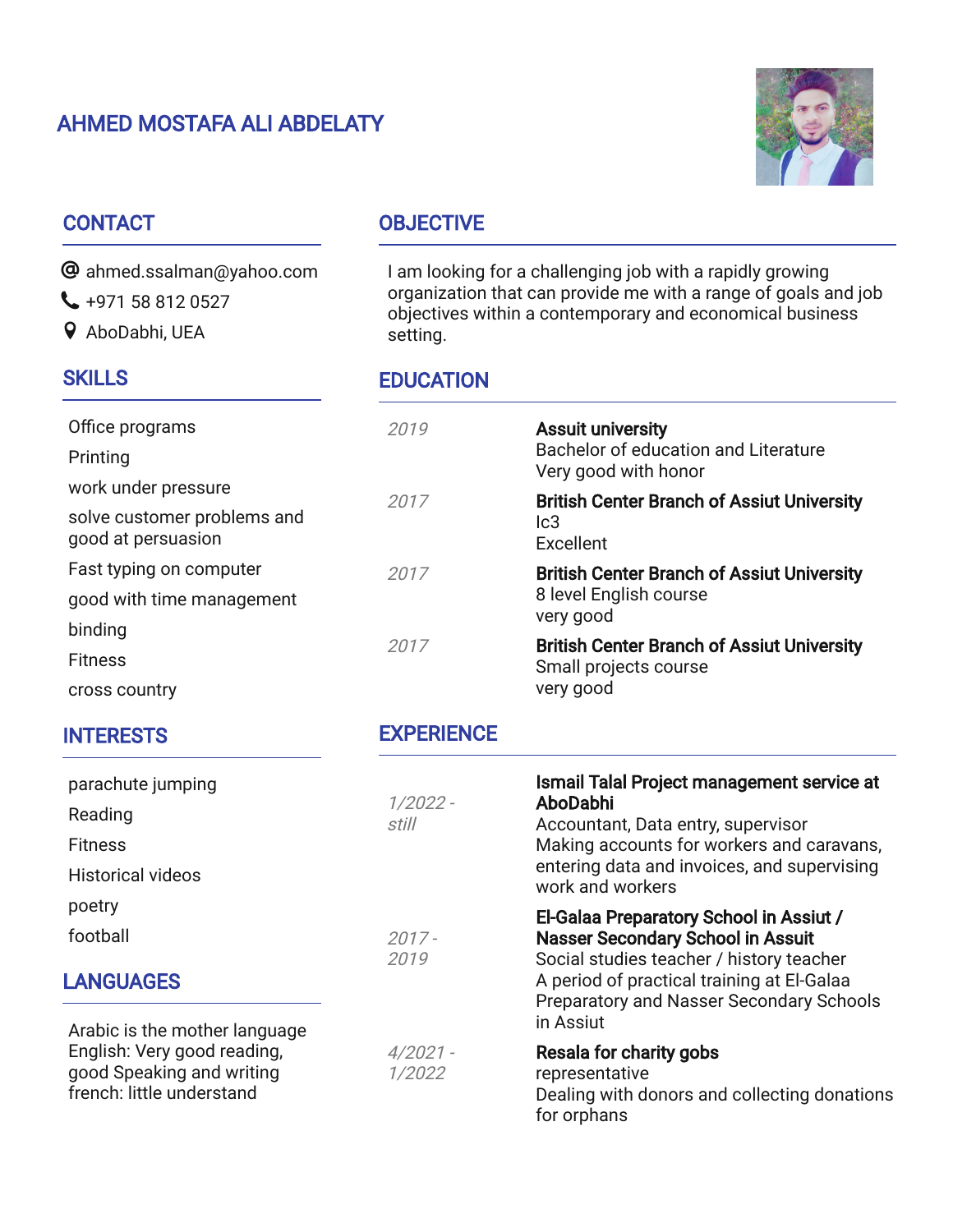# AHMED MOSTAFA ALI ABDELATY

## CONTACT

ahmed.ssalman@yahoo.com
+971 58 812 0527
AboDabhi, UEA

## SKILLS

- Office programs
- Printing
- work under pressure
- solve customer problems and good at persuasion
- Fast typing on computer
- good with time management
- binding
- Fitness
- cross country

## INTERESTS

- parachute jumping
- Reading
- Fitness
- Historical videos
- poetry
- football

## LANGUAGES

Arabic is the mother language
English: Very good reading, good Speaking and writing
french: little understand

## OBJECTIVE

I am looking for a challenging job with a rapidly growing organization that can provide me with a range of goals and job objectives within a contemporary and economical business setting.

## EDUCATION

*2019*
**Assuit university**
Bachelor of education and Literature
Very good with honor

*2017*
**British Center Branch of Assiut University**
Ic3
Excellent

*2017*
**British Center Branch of Assiut University**
8 level English course
very good

*2017*
**British Center Branch of Assiut University**
Small projects course
very good

## EXPERIENCE

*1/2022 - still*
**Ismail Talal Project management service at AboDabhi**
Accountant, Data entry, supervisor
Making accounts for workers and caravans, entering data and invoices, and supervising work and workers

*2017 - 2019*
**El-Galaa Preparatory School in Assiut / Nasser Secondary School in Assuit**
Social studies teacher / history teacher
A period of practical training at El-Galaa Preparatory and Nasser Secondary Schools in Assiut

*4/2021 - 1/2022*
**Resala for charity gobs**
representative
Dealing with donors and collecting donations for orphans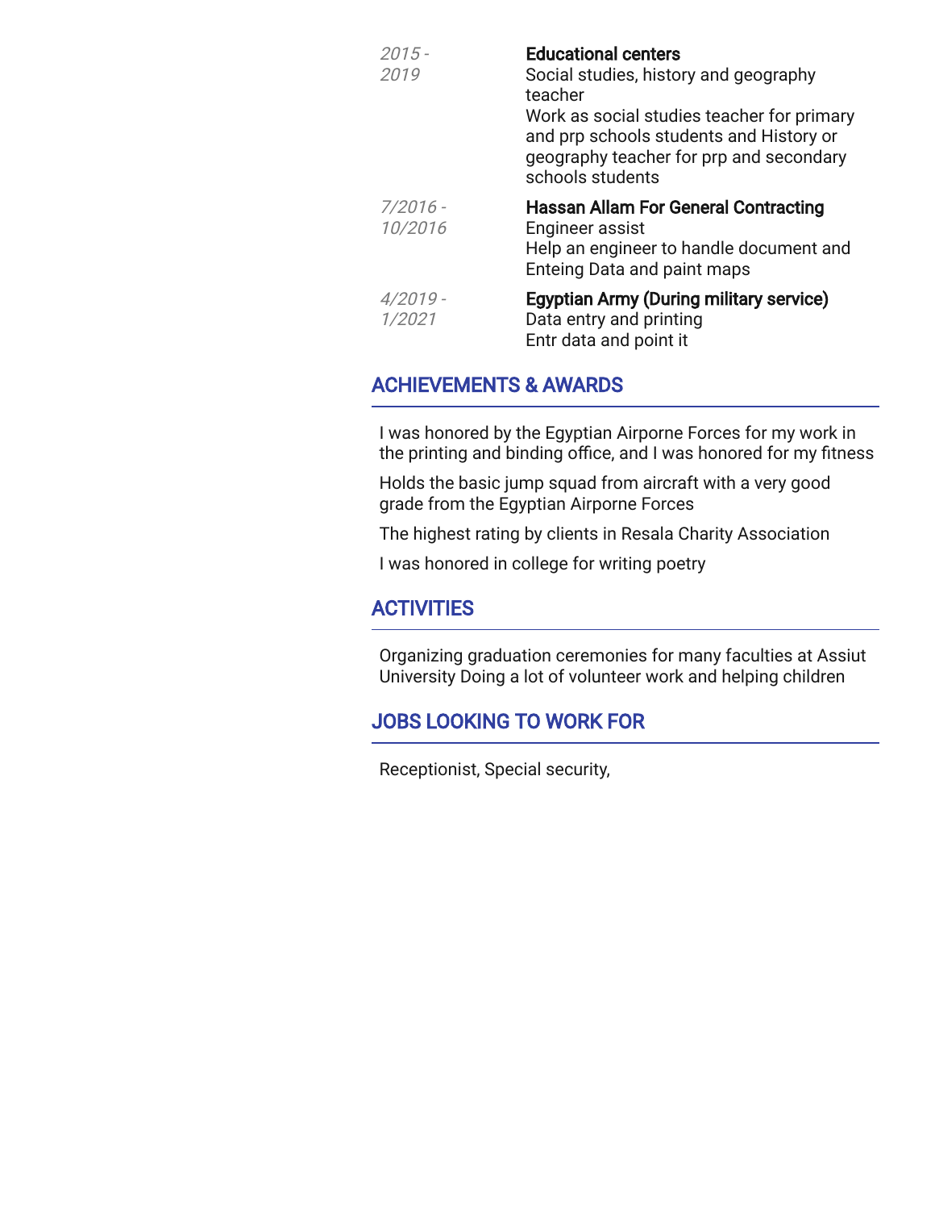*2015 - 2019*

**Educational centers**
Social studies, history and geography teacher
Work as social studies teacher for primary and prp schools students and History or geography teacher for prp and secondary schools students

*7/2016 - 10/2016*

**Hassan Allam For General Contracting**
Engineer assist
Help an engineer to handle document and Enteing Data and paint maps

*4/2019 - 1/2021*

**Egyptian Army (During military service)**
Data entry and printing
Entr data and point it

## ACHIEVEMENTS & AWARDS

I was honored by the Egyptian Airporne Forces for my work in the printing and binding office, and I was honored for my fitness

Holds the basic jump squad from aircraft with a very good grade from the Egyptian Airporne Forces

The highest rating by clients in Resala Charity Association

I was honored in college for writing poetry

## ACTIVITIES

Organizing graduation ceremonies for many faculties at Assiut University Doing a lot of volunteer work and helping children

## JOBS LOOKING TO WORK FOR

Receptionist, Special security,